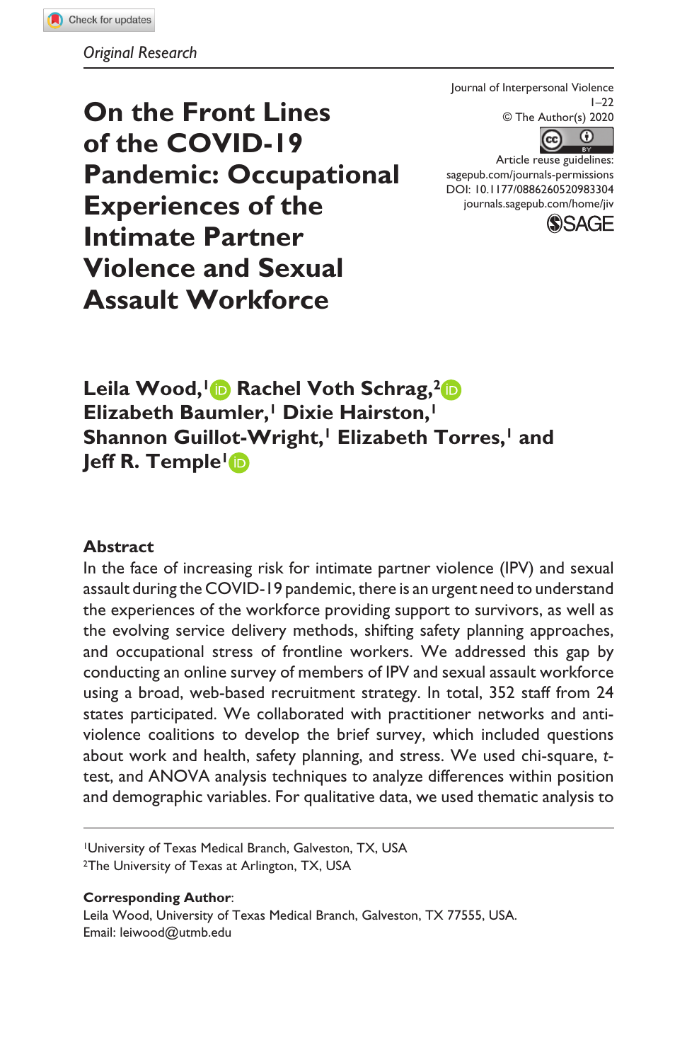*Original Research*

Journal of Interpersonal Violence
1–22
© The Author(s) 2020
Article reuse guidelines:
sagepub.com/journals-permissions
DOI: 10.1177/0886260520983304
journals.sagepub.com/home/jiv

# On the Front Lines of the COVID-19 Pandemic: Occupational Experiences of the Intimate Partner Violence and Sexual Assault Workforce

**Leila Wood,[1] Rachel Voth Schrag,[2] Elizabeth Baumler,[1] Dixie Hairston,[1] Shannon Guillot-Wright,[1] Elizabeth Torres,[1] and Jeff R. Temple[1]**

## Abstract

In the face of increasing risk for intimate partner violence (IPV) and sexual assault during the COVID-19 pandemic, there is an urgent need to understand the experiences of the workforce providing support to survivors, as well as the evolving service delivery methods, shifting safety planning approaches, and occupational stress of frontline workers. We addressed this gap by conducting an online survey of members of IPV and sexual assault workforce using a broad, web-based recruitment strategy. In total, 352 staff from 24 states participated. We collaborated with practitioner networks and anti-violence coalitions to develop the brief survey, which included questions about work and health, safety planning, and stress. We used chi-square, *t*-test, and ANOVA analysis techniques to analyze differences within position and demographic variables. For qualitative data, we used thematic analysis to

[1]University of Texas Medical Branch, Galveston, TX, USA
[2]The University of Texas at Arlington, TX, USA

**Corresponding Author**:
Leila Wood, University of Texas Medical Branch, Galveston, TX 77555, USA.
Email: leiwood@utmb.edu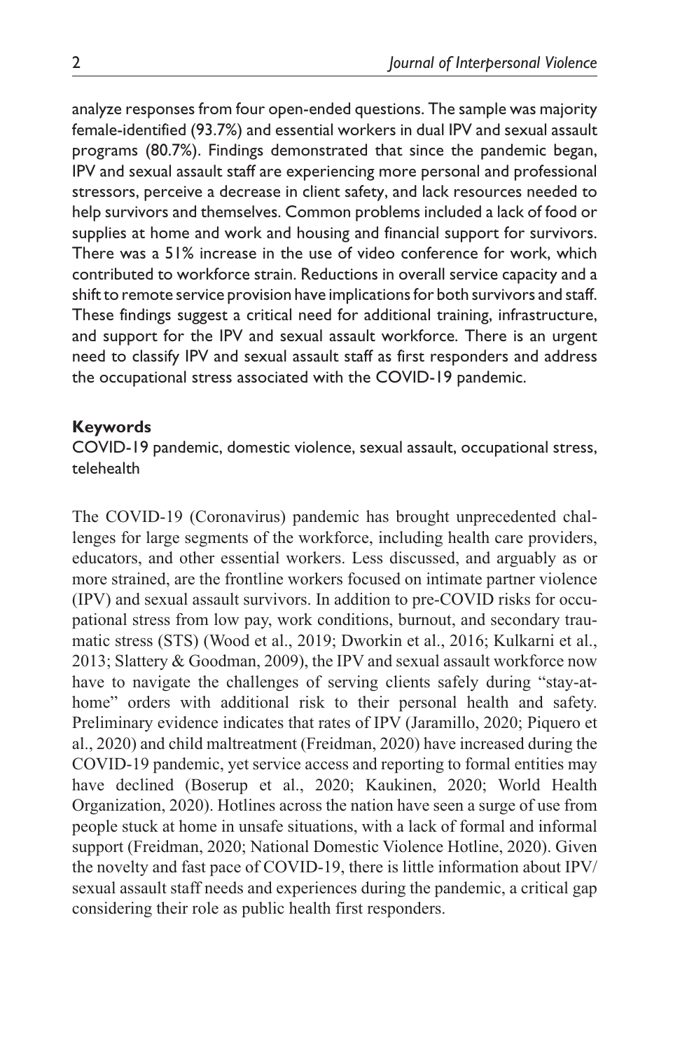analyze responses from four open-ended questions. The sample was majority female-identified (93.7%) and essential workers in dual IPV and sexual assault programs (80.7%). Findings demonstrated that since the pandemic began, IPV and sexual assault staff are experiencing more personal and professional stressors, perceive a decrease in client safety, and lack resources needed to help survivors and themselves. Common problems included a lack of food or supplies at home and work and housing and financial support for survivors. There was a 51% increase in the use of video conference for work, which contributed to workforce strain. Reductions in overall service capacity and a shift to remote service provision have implications for both survivors and staff. These findings suggest a critical need for additional training, infrastructure, and support for the IPV and sexual assault workforce. There is an urgent need to classify IPV and sexual assault staff as first responders and address the occupational stress associated with the COVID-19 pandemic.

**Keywords**

COVID-19 pandemic, domestic violence, sexual assault, occupational stress, telehealth

The COVID-19 (Coronavirus) pandemic has brought unprecedented challenges for large segments of the workforce, including health care providers, educators, and other essential workers. Less discussed, and arguably as or more strained, are the frontline workers focused on intimate partner violence (IPV) and sexual assault survivors. In addition to pre-COVID risks for occupational stress from low pay, work conditions, burnout, and secondary traumatic stress (STS) (Wood et al., 2019; Dworkin et al., 2016; Kulkarni et al., 2013; Slattery & Goodman, 2009), the IPV and sexual assault workforce now have to navigate the challenges of serving clients safely during "stay-at-home" orders with additional risk to their personal health and safety. Preliminary evidence indicates that rates of IPV (Jaramillo, 2020; Piquero et al., 2020) and child maltreatment (Freidman, 2020) have increased during the COVID-19 pandemic, yet service access and reporting to formal entities may have declined (Boserup et al., 2020; Kaukinen, 2020; World Health Organization, 2020). Hotlines across the nation have seen a surge of use from people stuck at home in unsafe situations, with a lack of formal and informal support (Freidman, 2020; National Domestic Violence Hotline, 2020). Given the novelty and fast pace of COVID-19, there is little information about IPV/sexual assault staff needs and experiences during the pandemic, a critical gap considering their role as public health first responders.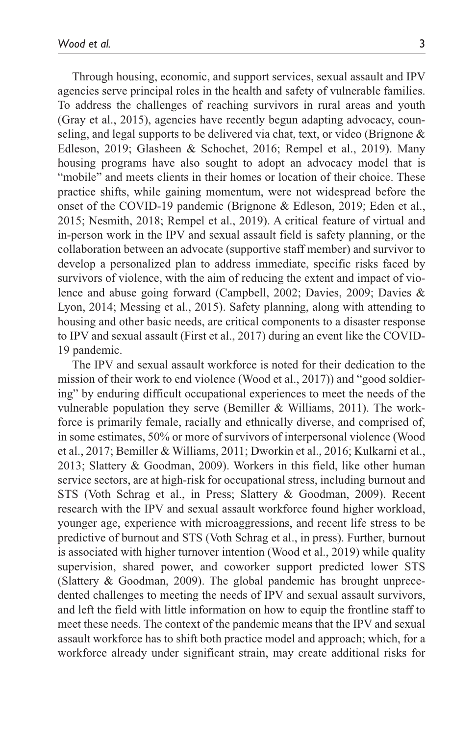Through housing, economic, and support services, sexual assault and IPV agencies serve principal roles in the health and safety of vulnerable families. To address the challenges of reaching survivors in rural areas and youth (Gray et al., 2015), agencies have recently begun adapting advocacy, counseling, and legal supports to be delivered via chat, text, or video (Brignone & Edleson, 2019; Glasheen & Schochet, 2016; Rempel et al., 2019). Many housing programs have also sought to adopt an advocacy model that is "mobile" and meets clients in their homes or location of their choice. These practice shifts, while gaining momentum, were not widespread before the onset of the COVID-19 pandemic (Brignone & Edleson, 2019; Eden et al., 2015; Nesmith, 2018; Rempel et al., 2019). A critical feature of virtual and in-person work in the IPV and sexual assault field is safety planning, or the collaboration between an advocate (supportive staff member) and survivor to develop a personalized plan to address immediate, specific risks faced by survivors of violence, with the aim of reducing the extent and impact of violence and abuse going forward (Campbell, 2002; Davies, 2009; Davies & Lyon, 2014; Messing et al., 2015). Safety planning, along with attending to housing and other basic needs, are critical components to a disaster response to IPV and sexual assault (First et al., 2017) during an event like the COVID-19 pandemic.

The IPV and sexual assault workforce is noted for their dedication to the mission of their work to end violence (Wood et al., 2017)) and "good soldiering" by enduring difficult occupational experiences to meet the needs of the vulnerable population they serve (Bemiller & Williams, 2011). The workforce is primarily female, racially and ethnically diverse, and comprised of, in some estimates, 50% or more of survivors of interpersonal violence (Wood et al., 2017; Bemiller & Williams, 2011; Dworkin et al., 2016; Kulkarni et al., 2013; Slattery & Goodman, 2009). Workers in this field, like other human service sectors, are at high-risk for occupational stress, including burnout and STS (Voth Schrag et al., in Press; Slattery & Goodman, 2009). Recent research with the IPV and sexual assault workforce found higher workload, younger age, experience with microaggressions, and recent life stress to be predictive of burnout and STS (Voth Schrag et al., in press). Further, burnout is associated with higher turnover intention (Wood et al., 2019) while quality supervision, shared power, and coworker support predicted lower STS (Slattery & Goodman, 2009). The global pandemic has brought unprecedented challenges to meeting the needs of IPV and sexual assault survivors, and left the field with little information on how to equip the frontline staff to meet these needs. The context of the pandemic means that the IPV and sexual assault workforce has to shift both practice model and approach; which, for a workforce already under significant strain, may create additional risks for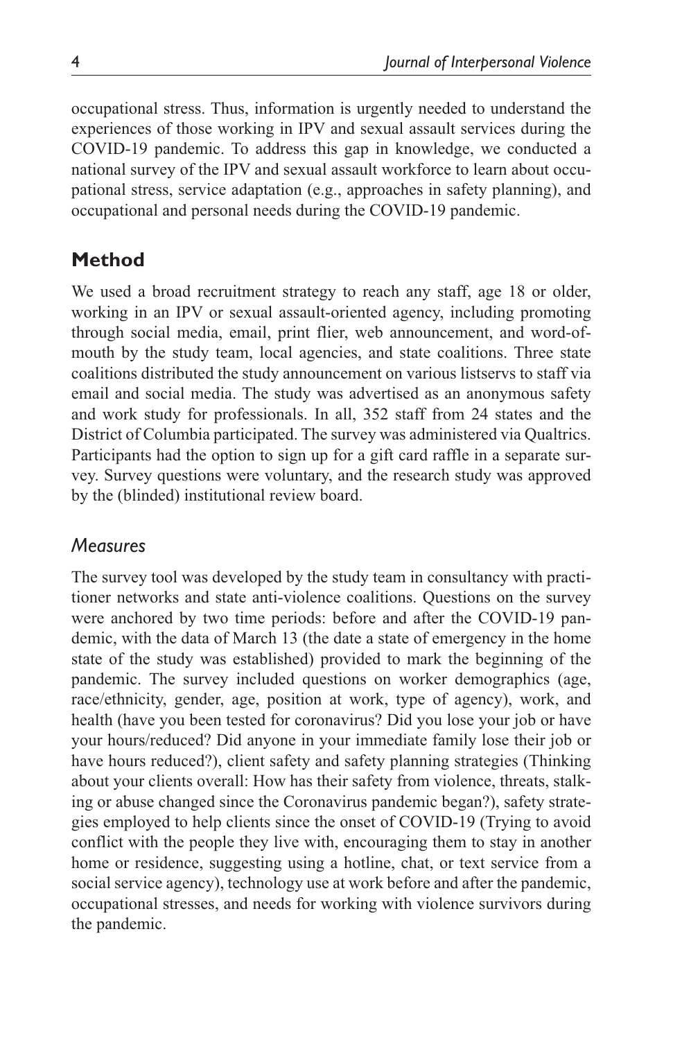occupational stress. Thus, information is urgently needed to understand the experiences of those working in IPV and sexual assault services during the COVID-19 pandemic. To address this gap in knowledge, we conducted a national survey of the IPV and sexual assault workforce to learn about occupational stress, service adaptation (e.g., approaches in safety planning), and occupational and personal needs during the COVID-19 pandemic.

## Method

We used a broad recruitment strategy to reach any staff, age 18 or older, working in an IPV or sexual assault-oriented agency, including promoting through social media, email, print flier, web announcement, and word-of-mouth by the study team, local agencies, and state coalitions. Three state coalitions distributed the study announcement on various listservs to staff via email and social media. The study was advertised as an anonymous safety and work study for professionals. In all, 352 staff from 24 states and the District of Columbia participated. The survey was administered via Qualtrics. Participants had the option to sign up for a gift card raffle in a separate survey. Survey questions were voluntary, and the research study was approved by the (blinded) institutional review board.

### *Measures*

The survey tool was developed by the study team in consultancy with practitioner networks and state anti-violence coalitions. Questions on the survey were anchored by two time periods: before and after the COVID-19 pandemic, with the data of March 13 (the date a state of emergency in the home state of the study was established) provided to mark the beginning of the pandemic. The survey included questions on worker demographics (age, race/ethnicity, gender, age, position at work, type of agency), work, and health (have you been tested for coronavirus? Did you lose your job or have your hours/reduced? Did anyone in your immediate family lose their job or have hours reduced?), client safety and safety planning strategies (Thinking about your clients overall: How has their safety from violence, threats, stalking or abuse changed since the Coronavirus pandemic began?), safety strategies employed to help clients since the onset of COVID-19 (Trying to avoid conflict with the people they live with, encouraging them to stay in another home or residence, suggesting using a hotline, chat, or text service from a social service agency), technology use at work before and after the pandemic, occupational stresses, and needs for working with violence survivors during the pandemic.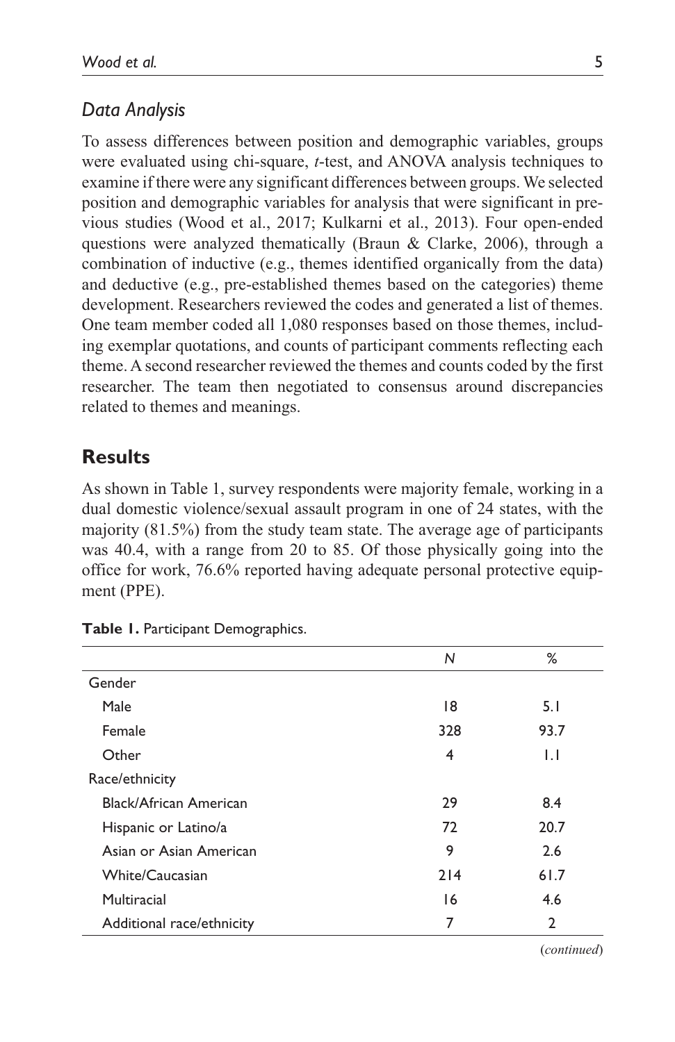### Data Analysis

To assess differences between position and demographic variables, groups were evaluated using chi-square, *t*-test, and ANOVA analysis techniques to examine if there were any significant differences between groups. We selected position and demographic variables for analysis that were significant in previous studies (Wood et al., 2017; Kulkarni et al., 2013). Four open-ended questions were analyzed thematically (Braun & Clarke, 2006), through a combination of inductive (e.g., themes identified organically from the data) and deductive (e.g., pre-established themes based on the categories) theme development. Researchers reviewed the codes and generated a list of themes. One team member coded all 1,080 responses based on those themes, including exemplar quotations, and counts of participant comments reflecting each theme. A second researcher reviewed the themes and counts coded by the first researcher. The team then negotiated to consensus around discrepancies related to themes and meanings.

## Results

As shown in Table 1, survey respondents were majority female, working in a dual domestic violence/sexual assault program in one of 24 states, with the majority (81.5%) from the study team state. The average age of participants was 40.4, with a range from 20 to 85. Of those physically going into the office for work, 76.6% reported having adequate personal protective equipment (PPE).

**Table 1.** Participant Demographics.

| | *N* | % |
|---|---|---|
| Gender | | |
| Male | 18 | 5.1 |
| Female | 328 | 93.7 |
| Other | 4 | 1.1 |
| Race/ethnicity | | |
| Black/African American | 29 | 8.4 |
| Hispanic or Latino/a | 72 | 20.7 |
| Asian or Asian American | 9 | 2.6 |
| White/Caucasian | 214 | 61.7 |
| Multiracial | 16 | 4.6 |
| Additional race/ethnicity | 7 | 2 |

(*continued*)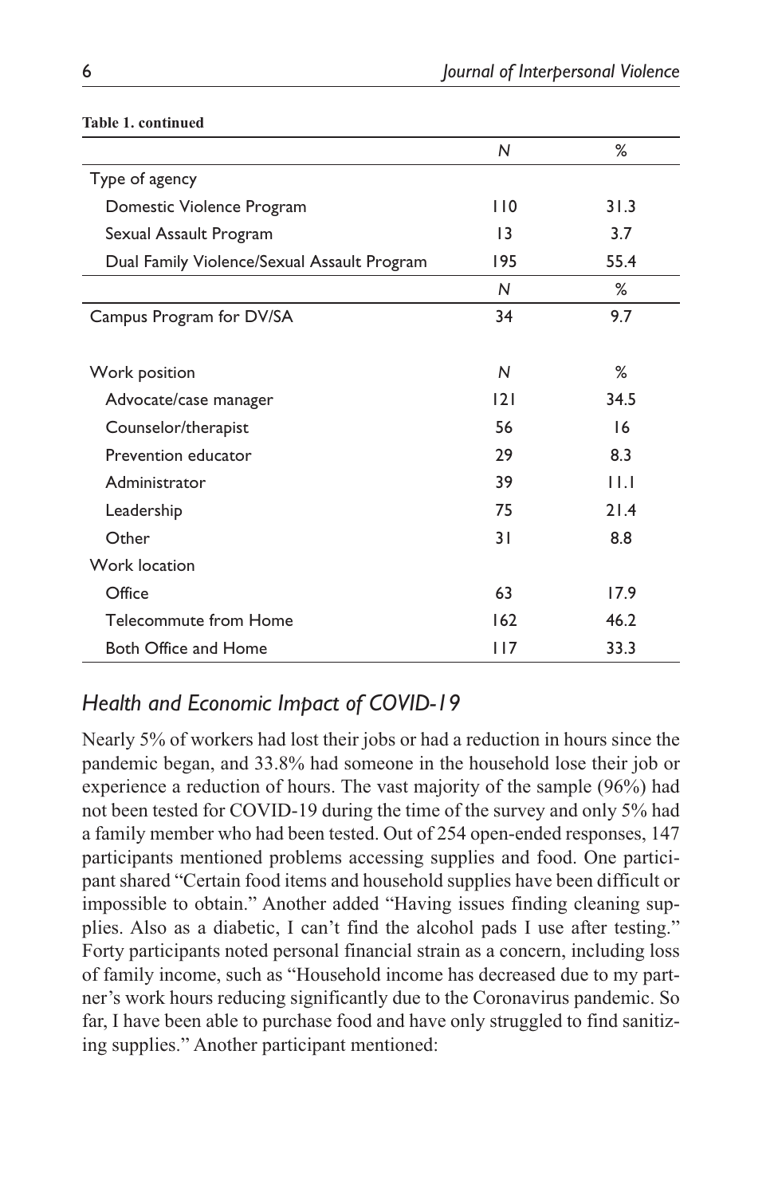**Table 1. continued**

| | N | % |
|---|---|---|
| Type of agency | | |
| Domestic Violence Program | 110 | 31.3 |
| Sexual Assault Program | 13 | 3.7 |
| Dual Family Violence/Sexual Assault Program | 195 | 55.4 |
| | N | % |
| Campus Program for DV/SA | 34 | 9.7 |
| | | |
| Work position | N | % |
| Advocate/case manager | 121 | 34.5 |
| Counselor/therapist | 56 | 16 |
| Prevention educator | 29 | 8.3 |
| Administrator | 39 | 11.1 |
| Leadership | 75 | 21.4 |
| Other | 31 | 8.8 |
| Work location | | |
| Office | 63 | 17.9 |
| Telecommute from Home | 162 | 46.2 |
| Both Office and Home | 117 | 33.3 |

## *Health and Economic Impact of COVID-19*

Nearly 5% of workers had lost their jobs or had a reduction in hours since the pandemic began, and 33.8% had someone in the household lose their job or experience a reduction of hours. The vast majority of the sample (96%) had not been tested for COVID-19 during the time of the survey and only 5% had a family member who had been tested. Out of 254 open-ended responses, 147 participants mentioned problems accessing supplies and food. One participant shared "Certain food items and household supplies have been difficult or impossible to obtain." Another added "Having issues finding cleaning supplies. Also as a diabetic, I can't find the alcohol pads I use after testing." Forty participants noted personal financial strain as a concern, including loss of family income, such as "Household income has decreased due to my partner's work hours reducing significantly due to the Coronavirus pandemic. So far, I have been able to purchase food and have only struggled to find sanitizing supplies." Another participant mentioned: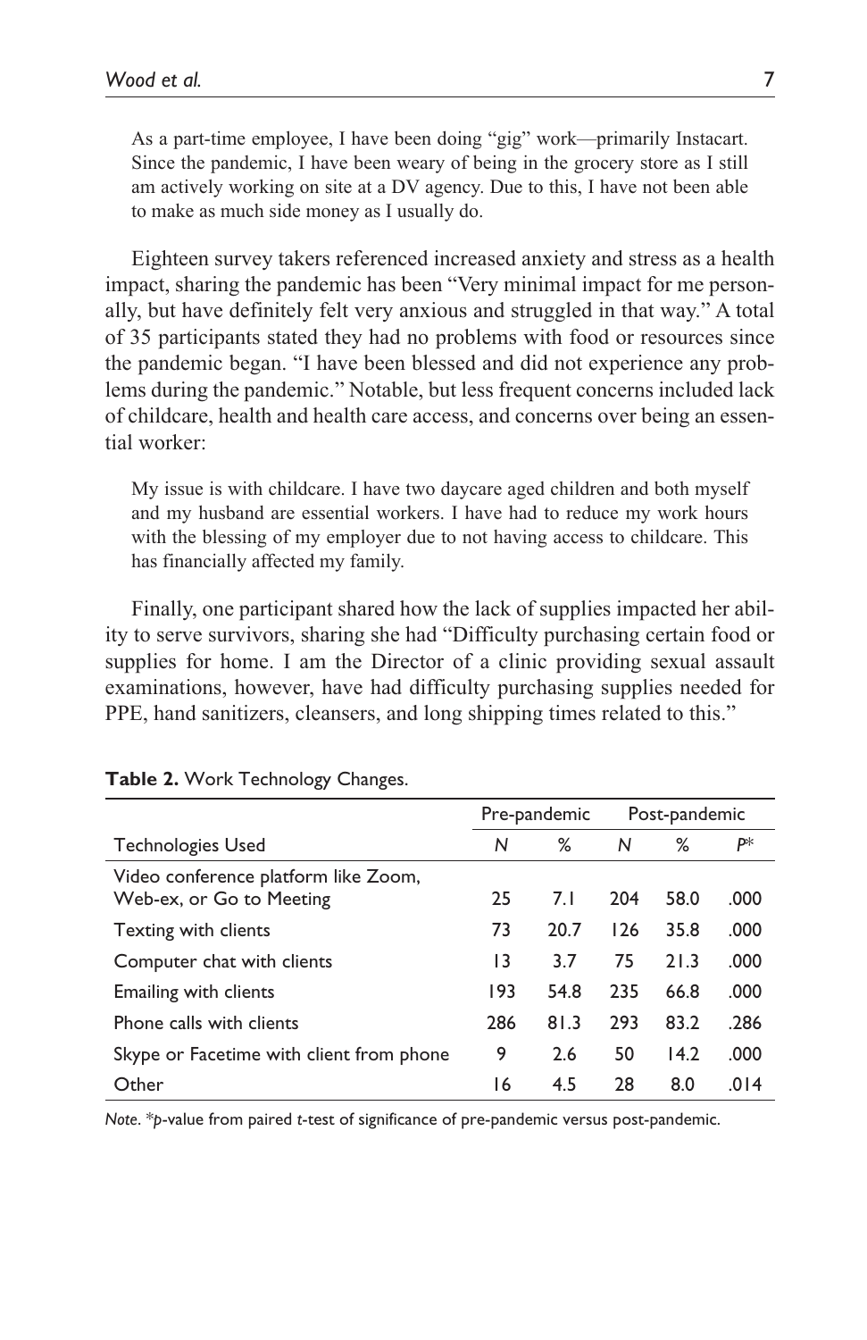> As a part-time employee, I have been doing "gig" work—primarily Instacart. Since the pandemic, I have been weary of being in the grocery store as I still am actively working on site at a DV agency. Due to this, I have not been able to make as much side money as I usually do.

Eighteen survey takers referenced increased anxiety and stress as a health impact, sharing the pandemic has been "Very minimal impact for me personally, but have definitely felt very anxious and struggled in that way." A total of 35 participants stated they had no problems with food or resources since the pandemic began. "I have been blessed and did not experience any problems during the pandemic." Notable, but less frequent concerns included lack of childcare, health and health care access, and concerns over being an essential worker:

> My issue is with childcare. I have two daycare aged children and both myself and my husband are essential workers. I have had to reduce my work hours with the blessing of my employer due to not having access to childcare. This has financially affected my family.

Finally, one participant shared how the lack of supplies impacted her ability to serve survivors, sharing she had "Difficulty purchasing certain food or supplies for home. I am the Director of a clinic providing sexual assault examinations, however, have had difficulty purchasing supplies needed for PPE, hand sanitizers, cleansers, and long shipping times related to this."

**Table 2.** Work Technology Changes.

| | Pre-pandemic | | Post-pandemic | | |
|---|---|---|---|---|---|
| Technologies Used | *N* | % | *N* | % | *P*\* |
| Video conference platform like Zoom, Web-ex, or Go to Meeting | 25 | 7.1 | 204 | 58.0 | .000 |
| Texting with clients | 73 | 20.7 | 126 | 35.8 | .000 |
| Computer chat with clients | 13 | 3.7 | 75 | 21.3 | .000 |
| Emailing with clients | 193 | 54.8 | 235 | 66.8 | .000 |
| Phone calls with clients | 286 | 81.3 | 293 | 83.2 | .286 |
| Skype or Facetime with client from phone | 9 | 2.6 | 50 | 14.2 | .000 |
| Other | 16 | 4.5 | 28 | 8.0 | .014 |

*Note*. \**p*-value from paired *t*-test of significance of pre-pandemic versus post-pandemic.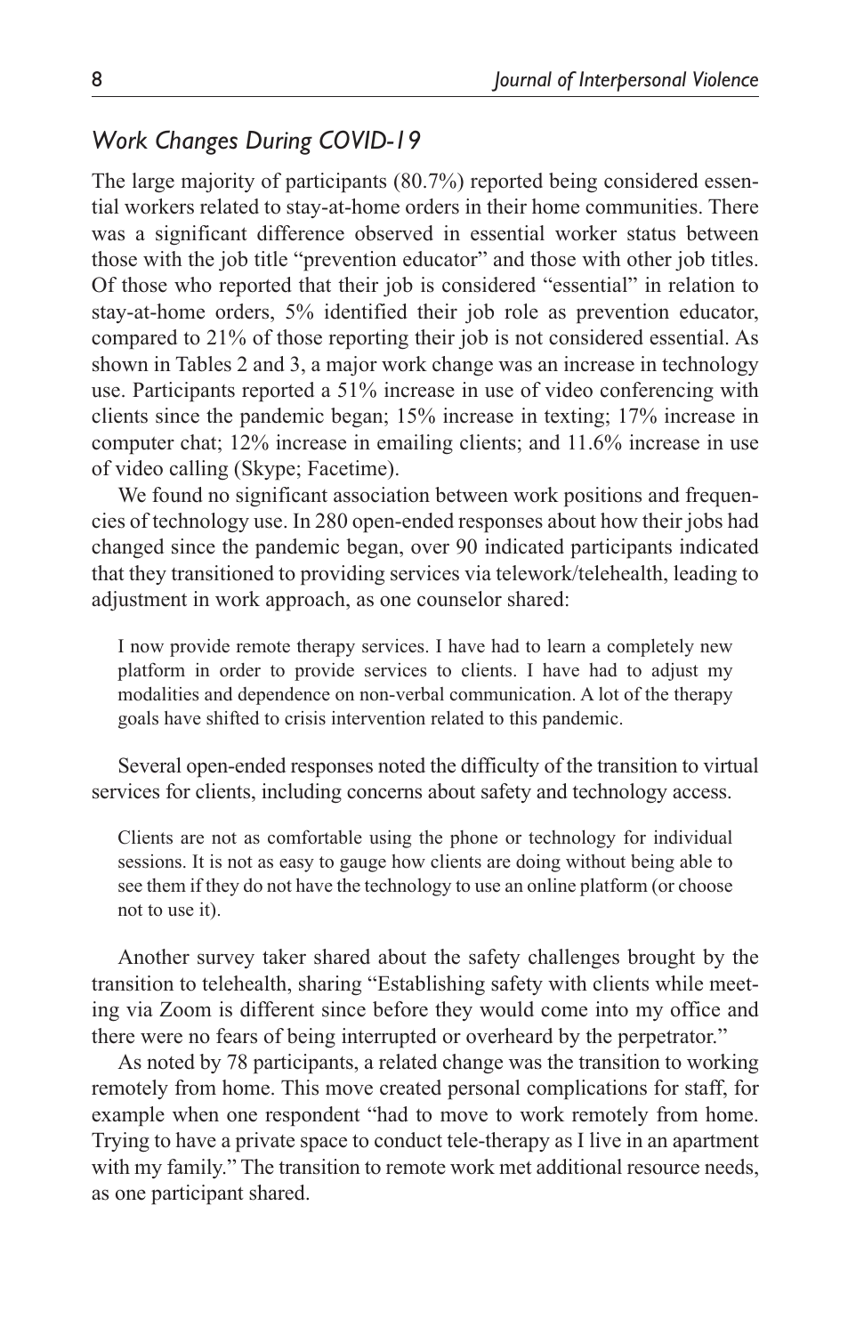### *Work Changes During COVID-19*

The large majority of participants (80.7%) reported being considered essential workers related to stay-at-home orders in their home communities. There was a significant difference observed in essential worker status between those with the job title "prevention educator" and those with other job titles. Of those who reported that their job is considered "essential" in relation to stay-at-home orders, 5% identified their job role as prevention educator, compared to 21% of those reporting their job is not considered essential. As shown in Tables 2 and 3, a major work change was an increase in technology use. Participants reported a 51% increase in use of video conferencing with clients since the pandemic began; 15% increase in texting; 17% increase in computer chat; 12% increase in emailing clients; and 11.6% increase in use of video calling (Skype; Facetime).

We found no significant association between work positions and frequencies of technology use. In 280 open-ended responses about how their jobs had changed since the pandemic began, over 90 indicated participants indicated that they transitioned to providing services via telework/telehealth, leading to adjustment in work approach, as one counselor shared:

> I now provide remote therapy services. I have had to learn a completely new platform in order to provide services to clients. I have had to adjust my modalities and dependence on non-verbal communication. A lot of the therapy goals have shifted to crisis intervention related to this pandemic.

Several open-ended responses noted the difficulty of the transition to virtual services for clients, including concerns about safety and technology access.

> Clients are not as comfortable using the phone or technology for individual sessions. It is not as easy to gauge how clients are doing without being able to see them if they do not have the technology to use an online platform (or choose not to use it).

Another survey taker shared about the safety challenges brought by the transition to telehealth, sharing "Establishing safety with clients while meeting via Zoom is different since before they would come into my office and there were no fears of being interrupted or overheard by the perpetrator."

As noted by 78 participants, a related change was the transition to working remotely from home. This move created personal complications for staff, for example when one respondent "had to move to work remotely from home. Trying to have a private space to conduct tele-therapy as I live in an apartment with my family." The transition to remote work met additional resource needs, as one participant shared.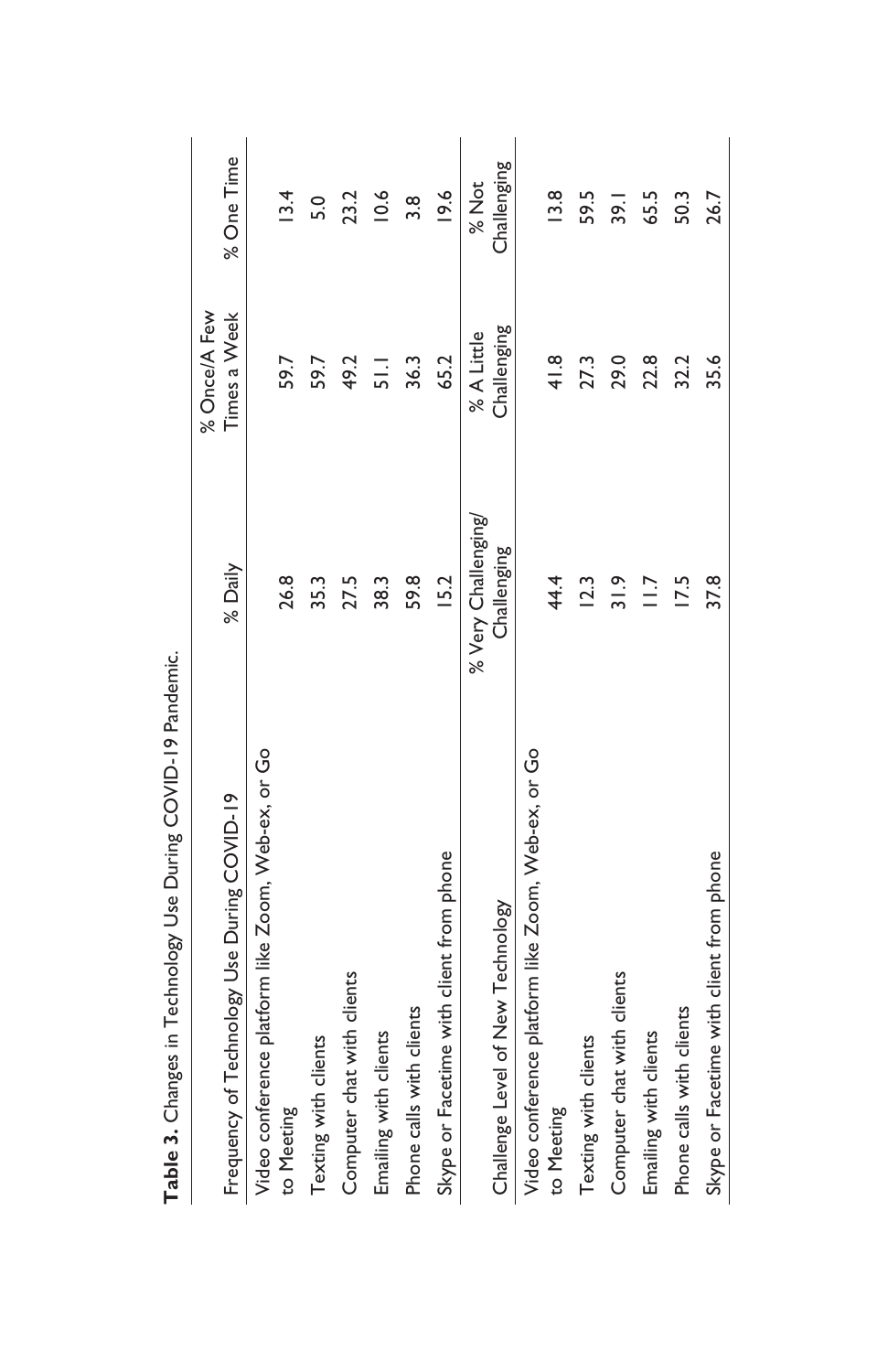**Table 3.** Changes in Technology Use During COVID-19 Pandemic.

| Frequency of Technology Use During COVID-19 | % Daily | % Once/A Few Times a Week | % One Time |
|---|---|---|---|
| Video conference platform like Zoom, Web-ex, or Go to Meeting | 26.8 | 59.7 | 13.4 |
| Texting with clients | 35.3 | 59.7 | 5.0 |
| Computer chat with clients | 27.5 | 49.2 | 23.2 |
| Emailing with clients | 38.3 | 51.1 | 10.6 |
| Phone calls with clients | 59.8 | 36.3 | 3.8 |
| Skype or Facetime with client from phone | 15.2 | 65.2 | 19.6 |
| **Challenge Level of New Technology** | **% Very Challenging/ Challenging** | **% A Little Challenging** | **% Not Challenging** |
| Video conference platform like Zoom, Web-ex, or Go to Meeting | 44.4 | 41.8 | 13.8 |
| Texting with clients | 12.3 | 27.3 | 59.5 |
| Computer chat with clients | 31.9 | 29.0 | 39.1 |
| Emailing with clients | 11.7 | 22.8 | 65.5 |
| Phone calls with clients | 17.5 | 32.2 | 50.3 |
| Skype or Facetime with client from phone | 37.8 | 35.6 | 26.7 |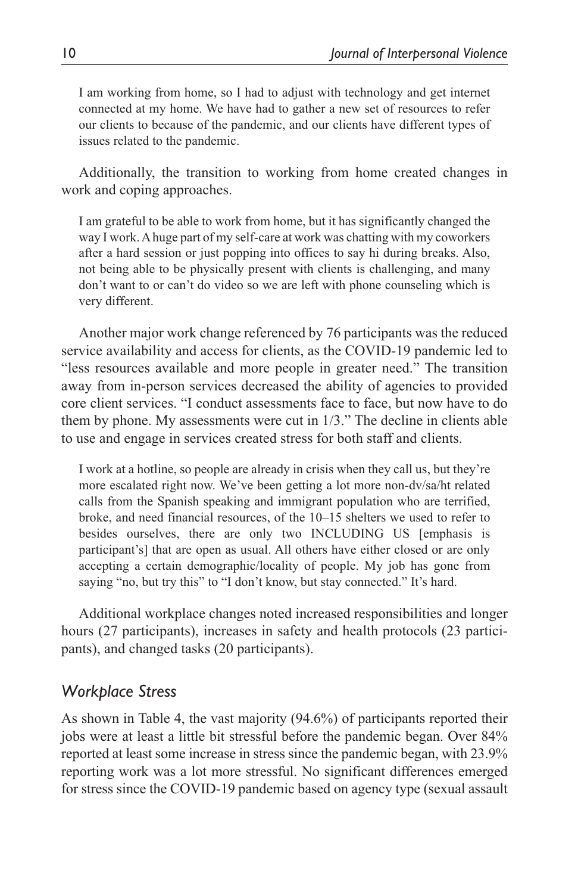> I am working from home, so I had to adjust with technology and get internet connected at my home. We have had to gather a new set of resources to refer our clients to because of the pandemic, and our clients have different types of issues related to the pandemic.

Additionally, the transition to working from home created changes in work and coping approaches.

> I am grateful to be able to work from home, but it has significantly changed the way I work. A huge part of my self-care at work was chatting with my coworkers after a hard session or just popping into offices to say hi during breaks. Also, not being able to be physically present with clients is challenging, and many don't want to or can't do video so we are left with phone counseling which is very different.

Another major work change referenced by 76 participants was the reduced service availability and access for clients, as the COVID-19 pandemic led to "less resources available and more people in greater need." The transition away from in-person services decreased the ability of agencies to provided core client services. "I conduct assessments face to face, but now have to do them by phone. My assessments were cut in 1/3." The decline in clients able to use and engage in services created stress for both staff and clients.

> I work at a hotline, so people are already in crisis when they call us, but they're more escalated right now. We've been getting a lot more non-dv/sa/ht related calls from the Spanish speaking and immigrant population who are terrified, broke, and need financial resources, of the 10–15 shelters we used to refer to besides ourselves, there are only two INCLUDING US [emphasis is participant's] that are open as usual. All others have either closed or are only accepting a certain demographic/locality of people. My job has gone from saying "no, but try this" to "I don't know, but stay connected." It's hard.

Additional workplace changes noted increased responsibilities and longer hours (27 participants), increases in safety and health protocols (23 participants), and changed tasks (20 participants).

## *Workplace Stress*

As shown in Table 4, the vast majority (94.6%) of participants reported their jobs were at least a little bit stressful before the pandemic began. Over 84% reported at least some increase in stress since the pandemic began, with 23.9% reporting work was a lot more stressful. No significant differences emerged for stress since the COVID-19 pandemic based on agency type (sexual assault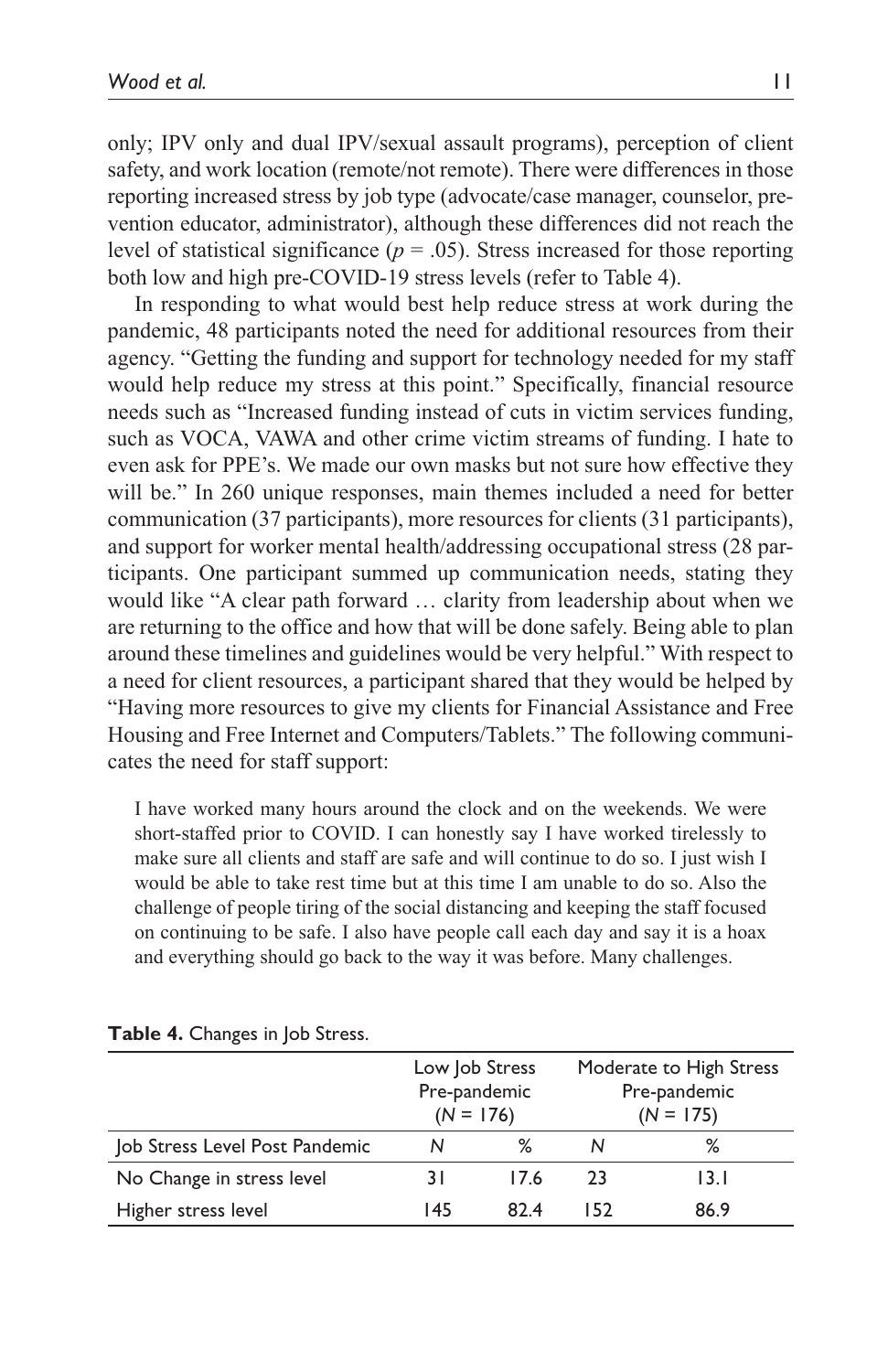only; IPV only and dual IPV/sexual assault programs), perception of client safety, and work location (remote/not remote). There were differences in those reporting increased stress by job type (advocate/case manager, counselor, prevention educator, administrator), although these differences did not reach the level of statistical significance ($p = .05$). Stress increased for those reporting both low and high pre-COVID-19 stress levels (refer to Table 4).

In responding to what would best help reduce stress at work during the pandemic, 48 participants noted the need for additional resources from their agency. "Getting the funding and support for technology needed for my staff would help reduce my stress at this point." Specifically, financial resource needs such as "Increased funding instead of cuts in victim services funding, such as VOCA, VAWA and other crime victim streams of funding. I hate to even ask for PPE's. We made our own masks but not sure how effective they will be." In 260 unique responses, main themes included a need for better communication (37 participants), more resources for clients (31 participants), and support for worker mental health/addressing occupational stress (28 participants. One participant summed up communication needs, stating they would like "A clear path forward … clarity from leadership about when we are returning to the office and how that will be done safely. Being able to plan around these timelines and guidelines would be very helpful." With respect to a need for client resources, a participant shared that they would be helped by "Having more resources to give my clients for Financial Assistance and Free Housing and Free Internet and Computers/Tablets." The following communicates the need for staff support:

> I have worked many hours around the clock and on the weekends. We were short-staffed prior to COVID. I can honestly say I have worked tirelessly to make sure all clients and staff are safe and will continue to do so. I just wish I would be able to take rest time but at this time I am unable to do so. Also the challenge of people tiring of the social distancing and keeping the staff focused on continuing to be safe. I also have people call each day and say it is a hoax and everything should go back to the way it was before. Many challenges.

**Table 4.** Changes in Job Stress.

| | Low Job Stress Pre-pandemic (*N* = 176) | | Moderate to High Stress Pre-pandemic (*N* = 175) | |
|---|---|---|---|---|
| Job Stress Level Post Pandemic | *N* | % | *N* | % |
| No Change in stress level | 31 | 17.6 | 23 | 13.1 |
| Higher stress level | 145 | 82.4 | 152 | 86.9 |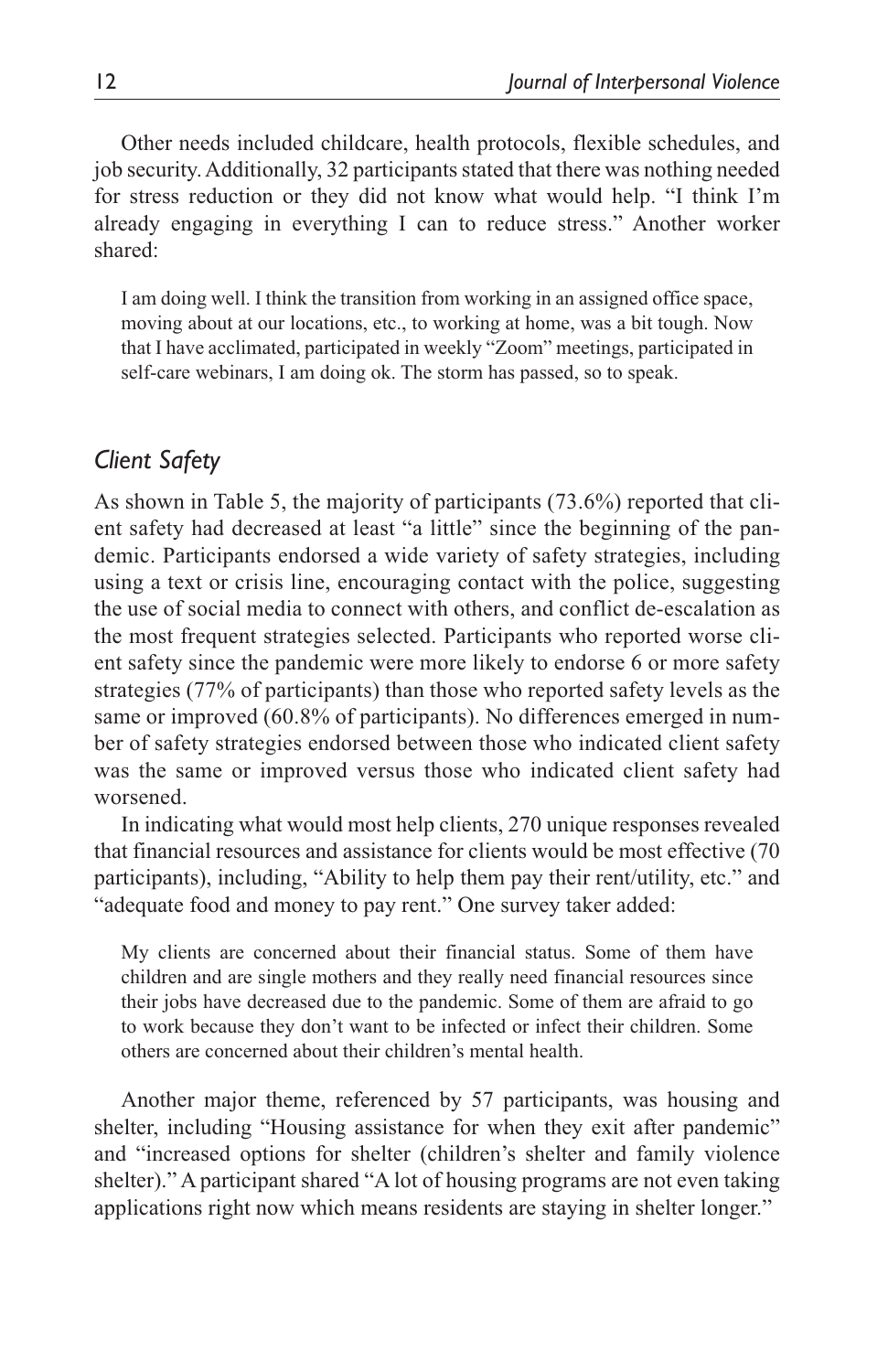Other needs included childcare, health protocols, flexible schedules, and job security. Additionally, 32 participants stated that there was nothing needed for stress reduction or they did not know what would help. "I think I'm already engaging in everything I can to reduce stress." Another worker shared:

> I am doing well. I think the transition from working in an assigned office space, moving about at our locations, etc., to working at home, was a bit tough. Now that I have acclimated, participated in weekly "Zoom" meetings, participated in self-care webinars, I am doing ok. The storm has passed, so to speak.

### *Client Safety*

As shown in Table 5, the majority of participants (73.6%) reported that client safety had decreased at least "a little" since the beginning of the pandemic. Participants endorsed a wide variety of safety strategies, including using a text or crisis line, encouraging contact with the police, suggesting the use of social media to connect with others, and conflict de-escalation as the most frequent strategies selected. Participants who reported worse client safety since the pandemic were more likely to endorse 6 or more safety strategies (77% of participants) than those who reported safety levels as the same or improved (60.8% of participants). No differences emerged in number of safety strategies endorsed between those who indicated client safety was the same or improved versus those who indicated client safety had worsened.

In indicating what would most help clients, 270 unique responses revealed that financial resources and assistance for clients would be most effective (70 participants), including, "Ability to help them pay their rent/utility, etc." and "adequate food and money to pay rent." One survey taker added:

> My clients are concerned about their financial status. Some of them have children and are single mothers and they really need financial resources since their jobs have decreased due to the pandemic. Some of them are afraid to go to work because they don't want to be infected or infect their children. Some others are concerned about their children's mental health.

Another major theme, referenced by 57 participants, was housing and shelter, including "Housing assistance for when they exit after pandemic" and "increased options for shelter (children's shelter and family violence shelter)." A participant shared "A lot of housing programs are not even taking applications right now which means residents are staying in shelter longer."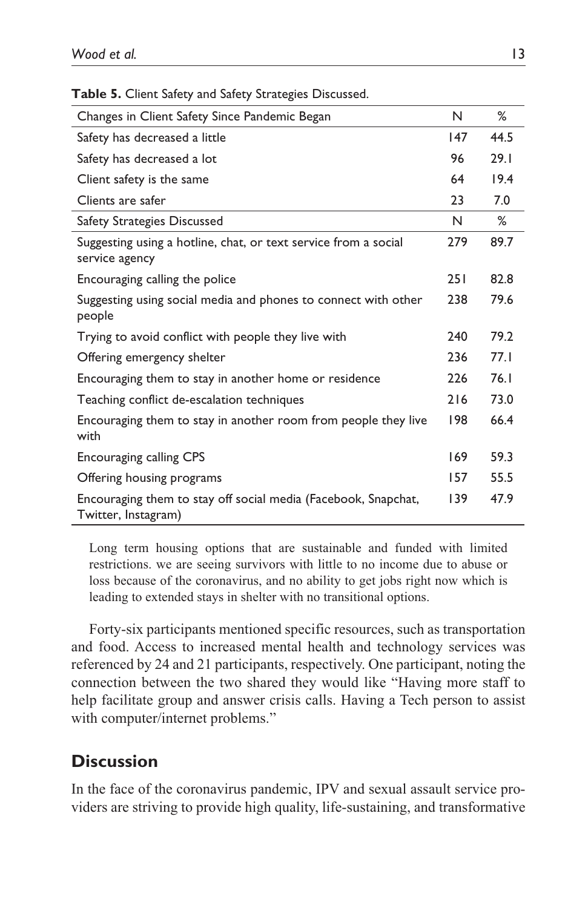**Table 5.** Client Safety and Safety Strategies Discussed.

| Changes in Client Safety Since Pandemic Began | N | % |
|---|---|---|
| Safety has decreased a little | 147 | 44.5 |
| Safety has decreased a lot | 96 | 29.1 |
| Client safety is the same | 64 | 19.4 |
| Clients are safer | 23 | 7.0 |
| **Safety Strategies Discussed** | **N** | **%** |
| Suggesting using a hotline, chat, or text service from a social service agency | 279 | 89.7 |
| Encouraging calling the police | 251 | 82.8 |
| Suggesting using social media and phones to connect with other people | 238 | 79.6 |
| Trying to avoid conflict with people they live with | 240 | 79.2 |
| Offering emergency shelter | 236 | 77.1 |
| Encouraging them to stay in another home or residence | 226 | 76.1 |
| Teaching conflict de-escalation techniques | 216 | 73.0 |
| Encouraging them to stay in another room from people they live with | 198 | 66.4 |
| Encouraging calling CPS | 169 | 59.3 |
| Offering housing programs | 157 | 55.5 |
| Encouraging them to stay off social media (Facebook, Snapchat, Twitter, Instagram) | 139 | 47.9 |

> Long term housing options that are sustainable and funded with limited restrictions. we are seeing survivors with little to no income due to abuse or loss because of the coronavirus, and no ability to get jobs right now which is leading to extended stays in shelter with no transitional options.

Forty-six participants mentioned specific resources, such as transportation and food. Access to increased mental health and technology services was referenced by 24 and 21 participants, respectively. One participant, noting the connection between the two shared they would like "Having more staff to help facilitate group and answer crisis calls. Having a Tech person to assist with computer/internet problems."

## Discussion

In the face of the coronavirus pandemic, IPV and sexual assault service providers are striving to provide high quality, life-sustaining, and transformative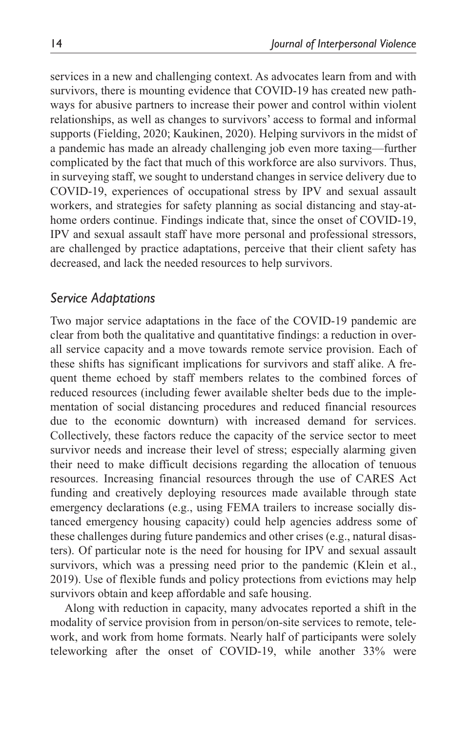services in a new and challenging context. As advocates learn from and with survivors, there is mounting evidence that COVID-19 has created new pathways for abusive partners to increase their power and control within violent relationships, as well as changes to survivors' access to formal and informal supports (Fielding, 2020; Kaukinen, 2020). Helping survivors in the midst of a pandemic has made an already challenging job even more taxing—further complicated by the fact that much of this workforce are also survivors. Thus, in surveying staff, we sought to understand changes in service delivery due to COVID-19, experiences of occupational stress by IPV and sexual assault workers, and strategies for safety planning as social distancing and stay-at-home orders continue. Findings indicate that, since the onset of COVID-19, IPV and sexual assault staff have more personal and professional stressors, are challenged by practice adaptations, perceive that their client safety has decreased, and lack the needed resources to help survivors.

## *Service Adaptations*

Two major service adaptations in the face of the COVID-19 pandemic are clear from both the qualitative and quantitative findings: a reduction in overall service capacity and a move towards remote service provision. Each of these shifts has significant implications for survivors and staff alike. A frequent theme echoed by staff members relates to the combined forces of reduced resources (including fewer available shelter beds due to the implementation of social distancing procedures and reduced financial resources due to the economic downturn) with increased demand for services. Collectively, these factors reduce the capacity of the service sector to meet survivor needs and increase their level of stress; especially alarming given their need to make difficult decisions regarding the allocation of tenuous resources. Increasing financial resources through the use of CARES Act funding and creatively deploying resources made available through state emergency declarations (e.g., using FEMA trailers to increase socially distanced emergency housing capacity) could help agencies address some of these challenges during future pandemics and other crises (e.g., natural disasters). Of particular note is the need for housing for IPV and sexual assault survivors, which was a pressing need prior to the pandemic (Klein et al., 2019). Use of flexible funds and policy protections from evictions may help survivors obtain and keep affordable and safe housing.

Along with reduction in capacity, many advocates reported a shift in the modality of service provision from in person/on-site services to remote, telework, and work from home formats. Nearly half of participants were solely teleworking after the onset of COVID-19, while another 33% were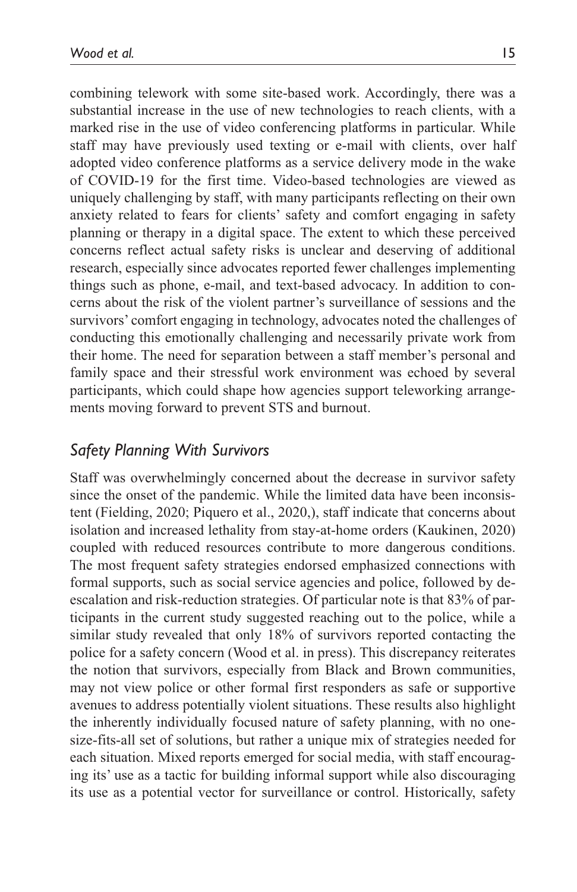combining telework with some site-based work. Accordingly, there was a substantial increase in the use of new technologies to reach clients, with a marked rise in the use of video conferencing platforms in particular. While staff may have previously used texting or e-mail with clients, over half adopted video conference platforms as a service delivery mode in the wake of COVID-19 for the first time. Video-based technologies are viewed as uniquely challenging by staff, with many participants reflecting on their own anxiety related to fears for clients' safety and comfort engaging in safety planning or therapy in a digital space. The extent to which these perceived concerns reflect actual safety risks is unclear and deserving of additional research, especially since advocates reported fewer challenges implementing things such as phone, e-mail, and text-based advocacy. In addition to concerns about the risk of the violent partner's surveillance of sessions and the survivors' comfort engaging in technology, advocates noted the challenges of conducting this emotionally challenging and necessarily private work from their home. The need for separation between a staff member's personal and family space and their stressful work environment was echoed by several participants, which could shape how agencies support teleworking arrangements moving forward to prevent STS and burnout.

## *Safety Planning With Survivors*

Staff was overwhelmingly concerned about the decrease in survivor safety since the onset of the pandemic. While the limited data have been inconsistent (Fielding, 2020; Piquero et al., 2020,), staff indicate that concerns about isolation and increased lethality from stay-at-home orders (Kaukinen, 2020) coupled with reduced resources contribute to more dangerous conditions. The most frequent safety strategies endorsed emphasized connections with formal supports, such as social service agencies and police, followed by de-escalation and risk-reduction strategies. Of particular note is that 83% of participants in the current study suggested reaching out to the police, while a similar study revealed that only 18% of survivors reported contacting the police for a safety concern (Wood et al. in press). This discrepancy reiterates the notion that survivors, especially from Black and Brown communities, may not view police or other formal first responders as safe or supportive avenues to address potentially violent situations. These results also highlight the inherently individually focused nature of safety planning, with no one-size-fits-all set of solutions, but rather a unique mix of strategies needed for each situation. Mixed reports emerged for social media, with staff encouraging its' use as a tactic for building informal support while also discouraging its use as a potential vector for surveillance or control. Historically, safety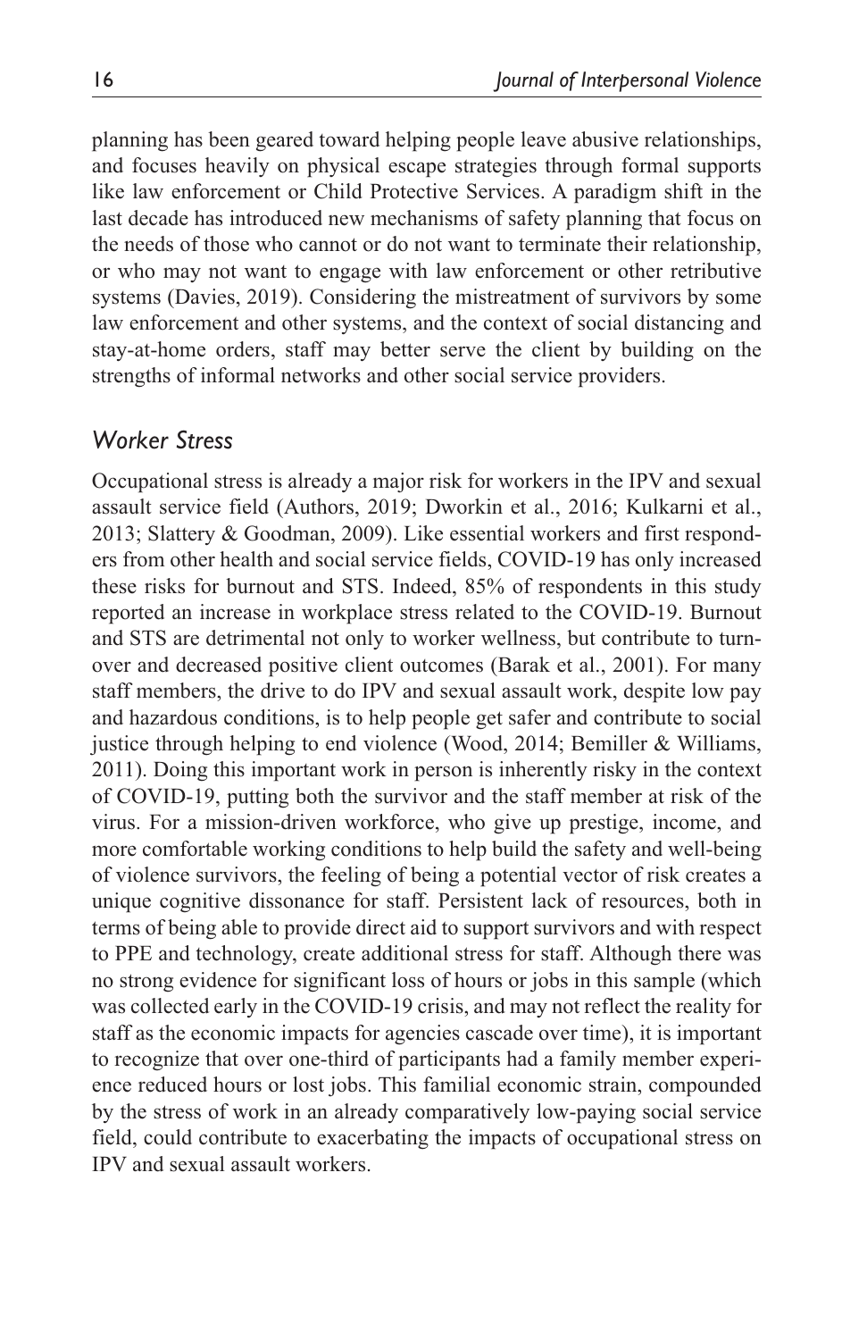planning has been geared toward helping people leave abusive relationships, and focuses heavily on physical escape strategies through formal supports like law enforcement or Child Protective Services. A paradigm shift in the last decade has introduced new mechanisms of safety planning that focus on the needs of those who cannot or do not want to terminate their relationship, or who may not want to engage with law enforcement or other retributive systems (Davies, 2019). Considering the mistreatment of survivors by some law enforcement and other systems, and the context of social distancing and stay-at-home orders, staff may better serve the client by building on the strengths of informal networks and other social service providers.

### *Worker Stress*

Occupational stress is already a major risk for workers in the IPV and sexual assault service field (Authors, 2019; Dworkin et al., 2016; Kulkarni et al., 2013; Slattery & Goodman, 2009). Like essential workers and first responders from other health and social service fields, COVID-19 has only increased these risks for burnout and STS. Indeed, 85% of respondents in this study reported an increase in workplace stress related to the COVID-19. Burnout and STS are detrimental not only to worker wellness, but contribute to turnover and decreased positive client outcomes (Barak et al., 2001). For many staff members, the drive to do IPV and sexual assault work, despite low pay and hazardous conditions, is to help people get safer and contribute to social justice through helping to end violence (Wood, 2014; Bemiller & Williams, 2011). Doing this important work in person is inherently risky in the context of COVID-19, putting both the survivor and the staff member at risk of the virus. For a mission-driven workforce, who give up prestige, income, and more comfortable working conditions to help build the safety and well-being of violence survivors, the feeling of being a potential vector of risk creates a unique cognitive dissonance for staff. Persistent lack of resources, both in terms of being able to provide direct aid to support survivors and with respect to PPE and technology, create additional stress for staff. Although there was no strong evidence for significant loss of hours or jobs in this sample (which was collected early in the COVID-19 crisis, and may not reflect the reality for staff as the economic impacts for agencies cascade over time), it is important to recognize that over one-third of participants had a family member experience reduced hours or lost jobs. This familial economic strain, compounded by the stress of work in an already comparatively low-paying social service field, could contribute to exacerbating the impacts of occupational stress on IPV and sexual assault workers.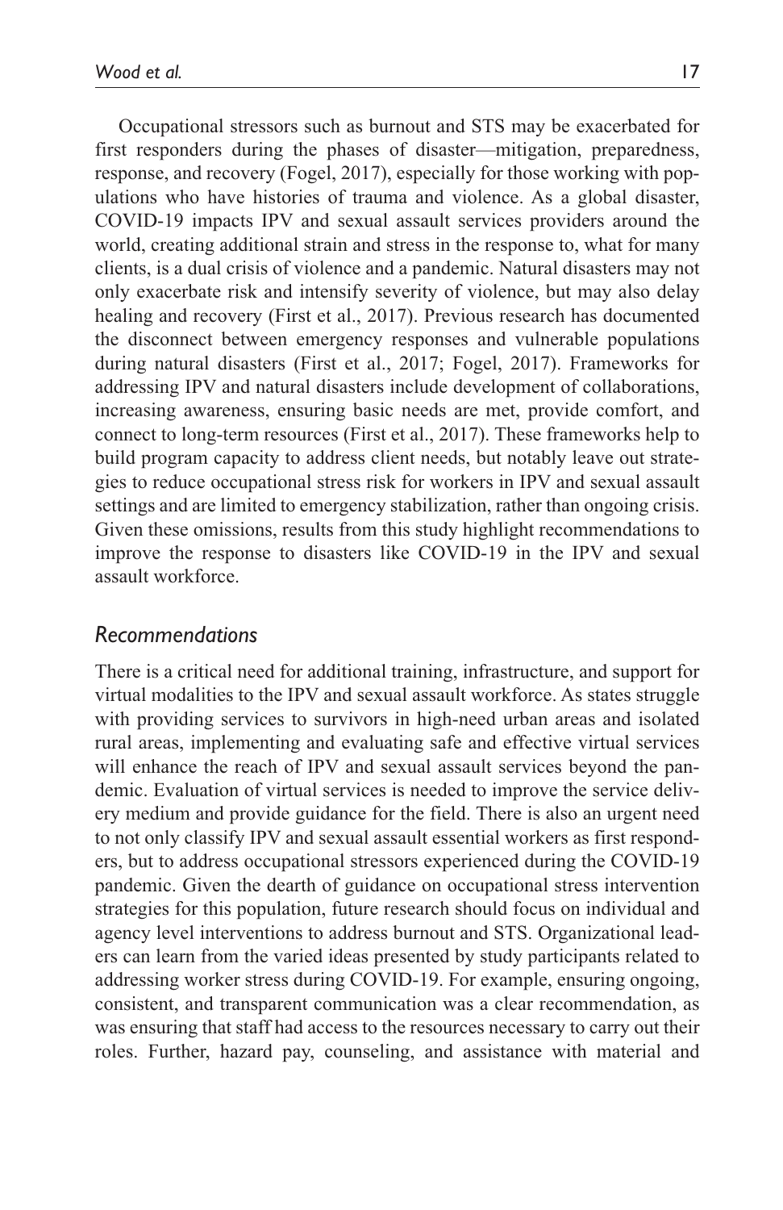Occupational stressors such as burnout and STS may be exacerbated for first responders during the phases of disaster—mitigation, preparedness, response, and recovery (Fogel, 2017), especially for those working with populations who have histories of trauma and violence. As a global disaster, COVID-19 impacts IPV and sexual assault services providers around the world, creating additional strain and stress in the response to, what for many clients, is a dual crisis of violence and a pandemic. Natural disasters may not only exacerbate risk and intensify severity of violence, but may also delay healing and recovery (First et al., 2017). Previous research has documented the disconnect between emergency responses and vulnerable populations during natural disasters (First et al., 2017; Fogel, 2017). Frameworks for addressing IPV and natural disasters include development of collaborations, increasing awareness, ensuring basic needs are met, provide comfort, and connect to long-term resources (First et al., 2017). These frameworks help to build program capacity to address client needs, but notably leave out strategies to reduce occupational stress risk for workers in IPV and sexual assault settings and are limited to emergency stabilization, rather than ongoing crisis. Given these omissions, results from this study highlight recommendations to improve the response to disasters like COVID-19 in the IPV and sexual assault workforce.

### *Recommendations*

There is a critical need for additional training, infrastructure, and support for virtual modalities to the IPV and sexual assault workforce. As states struggle with providing services to survivors in high-need urban areas and isolated rural areas, implementing and evaluating safe and effective virtual services will enhance the reach of IPV and sexual assault services beyond the pandemic. Evaluation of virtual services is needed to improve the service delivery medium and provide guidance for the field. There is also an urgent need to not only classify IPV and sexual assault essential workers as first responders, but to address occupational stressors experienced during the COVID-19 pandemic. Given the dearth of guidance on occupational stress intervention strategies for this population, future research should focus on individual and agency level interventions to address burnout and STS. Organizational leaders can learn from the varied ideas presented by study participants related to addressing worker stress during COVID-19. For example, ensuring ongoing, consistent, and transparent communication was a clear recommendation, as was ensuring that staff had access to the resources necessary to carry out their roles. Further, hazard pay, counseling, and assistance with material and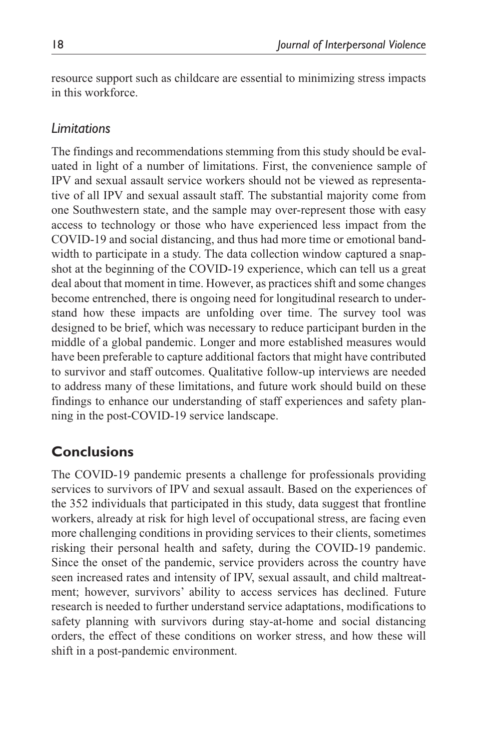resource support such as childcare are essential to minimizing stress impacts in this workforce.

### *Limitations*

The findings and recommendations stemming from this study should be evaluated in light of a number of limitations. First, the convenience sample of IPV and sexual assault service workers should not be viewed as representative of all IPV and sexual assault staff. The substantial majority come from one Southwestern state, and the sample may over-represent those with easy access to technology or those who have experienced less impact from the COVID-19 and social distancing, and thus had more time or emotional bandwidth to participate in a study. The data collection window captured a snapshot at the beginning of the COVID-19 experience, which can tell us a great deal about that moment in time. However, as practices shift and some changes become entrenched, there is ongoing need for longitudinal research to understand how these impacts are unfolding over time. The survey tool was designed to be brief, which was necessary to reduce participant burden in the middle of a global pandemic. Longer and more established measures would have been preferable to capture additional factors that might have contributed to survivor and staff outcomes. Qualitative follow-up interviews are needed to address many of these limitations, and future work should build on these findings to enhance our understanding of staff experiences and safety planning in the post-COVID-19 service landscape.

## Conclusions

The COVID-19 pandemic presents a challenge for professionals providing services to survivors of IPV and sexual assault. Based on the experiences of the 352 individuals that participated in this study, data suggest that frontline workers, already at risk for high level of occupational stress, are facing even more challenging conditions in providing services to their clients, sometimes risking their personal health and safety, during the COVID-19 pandemic. Since the onset of the pandemic, service providers across the country have seen increased rates and intensity of IPV, sexual assault, and child maltreatment; however, survivors' ability to access services has declined. Future research is needed to further understand service adaptations, modifications to safety planning with survivors during stay-at-home and social distancing orders, the effect of these conditions on worker stress, and how these will shift in a post-pandemic environment.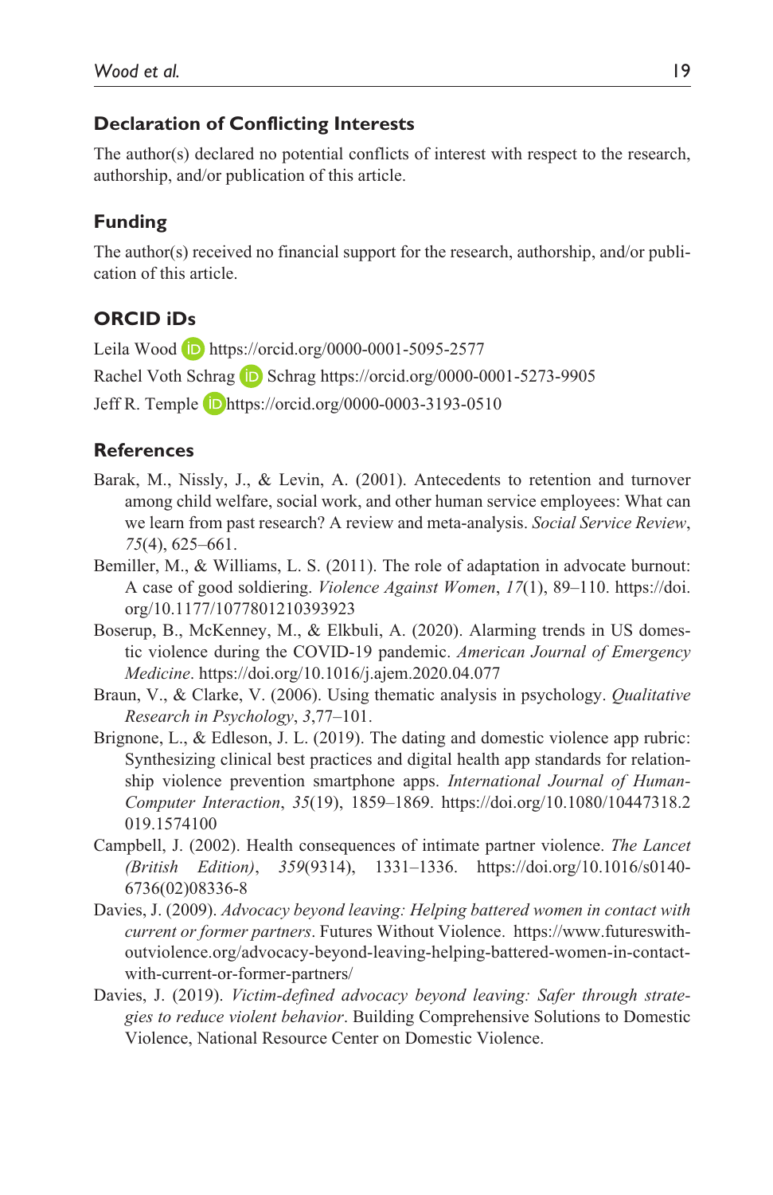## Declaration of Conflicting Interests

The author(s) declared no potential conflicts of interest with respect to the research, authorship, and/or publication of this article.

## Funding

The author(s) received no financial support for the research, authorship, and/or publication of this article.

## ORCID iDs

Leila Wood https://orcid.org/0000-0001-5095-2577

Rachel Voth Schrag Schrag https://orcid.org/0000-0001-5273-9905

Jeff R. Temple https://orcid.org/0000-0003-3193-0510

## References

Barak, M., Nissly, J., & Levin, A. (2001). Antecedents to retention and turnover among child welfare, social work, and other human service employees: What can we learn from past research? A review and meta-analysis. *Social Service Review*, *75*(4), 625–661.

Bemiller, M., & Williams, L. S. (2011). The role of adaptation in advocate burnout: A case of good soldiering. *Violence Against Women*, *17*(1), 89–110. https://doi.org/10.1177/1077801210393923

Boserup, B., McKenney, M., & Elkbuli, A. (2020). Alarming trends in US domestic violence during the COVID-19 pandemic. *American Journal of Emergency Medicine*. https://doi.org/10.1016/j.ajem.2020.04.077

Braun, V., & Clarke, V. (2006). Using thematic analysis in psychology. *Qualitative Research in Psychology*, *3*,77–101.

Brignone, L., & Edleson, J. L. (2019). The dating and domestic violence app rubric: Synthesizing clinical best practices and digital health app standards for relationship violence prevention smartphone apps. *International Journal of Human-Computer Interaction*, *35*(19), 1859–1869. https://doi.org/10.1080/10447318.2019.1574100

Campbell, J. (2002). Health consequences of intimate partner violence. *The Lancet (British Edition)*, *359*(9314), 1331–1336. https://doi.org/10.1016/s0140-6736(02)08336-8

Davies, J. (2009). *Advocacy beyond leaving: Helping battered women in contact with current or former partners*. Futures Without Violence. https://www.futureswithoutviolence.org/advocacy-beyond-leaving-helping-battered-women-in-contact-with-current-or-former-partners/

Davies, J. (2019). *Victim-defined advocacy beyond leaving: Safer through strategies to reduce violent behavior*. Building Comprehensive Solutions to Domestic Violence, National Resource Center on Domestic Violence.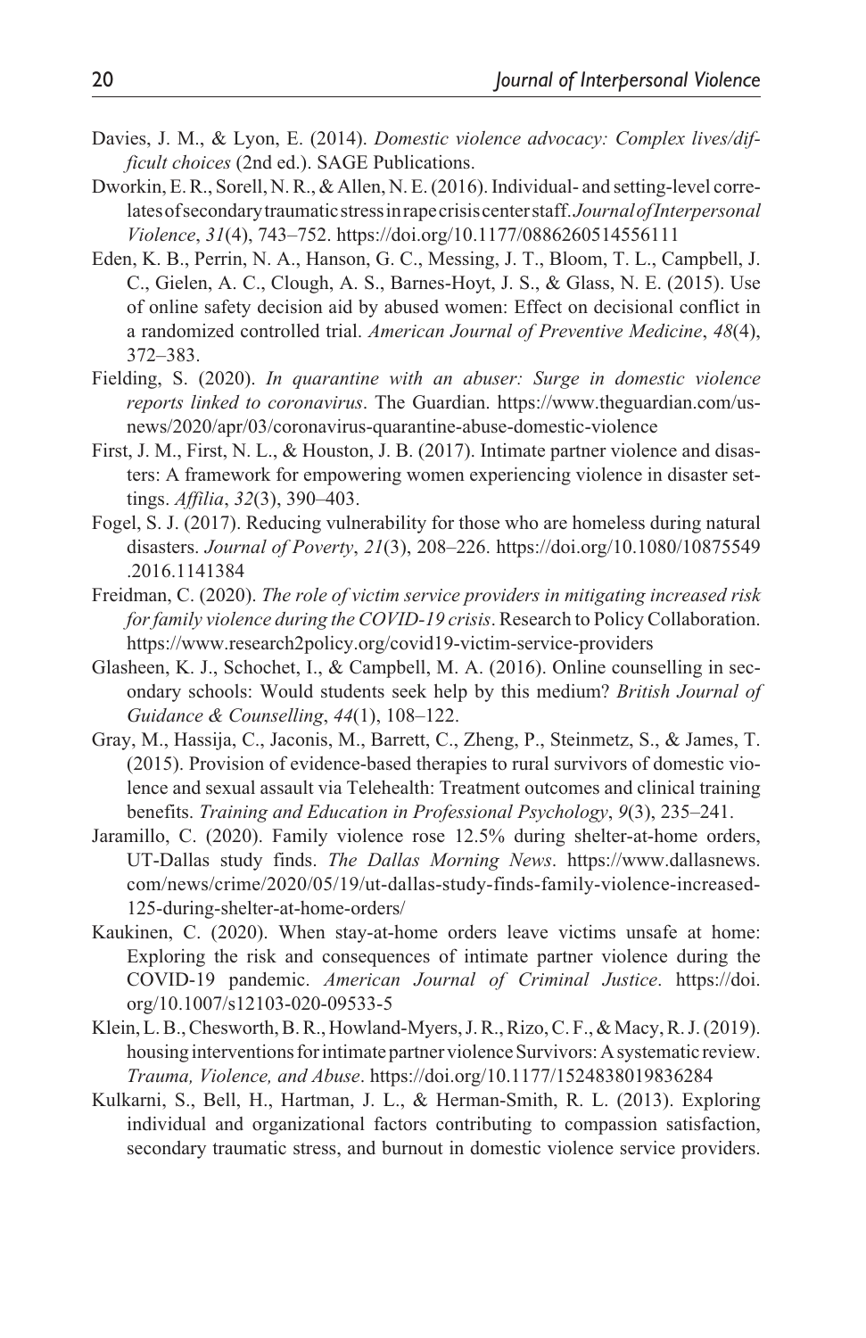Davies, J. M., & Lyon, E. (2014). *Domestic violence advocacy: Complex lives/difficult choices* (2nd ed.). SAGE Publications.

Dworkin, E. R., Sorell, N. R., & Allen, N. E. (2016). Individual- and setting-level correlates of secondary traumatic stress in rape crisis center staff. *Journal of Interpersonal Violence*, *31*(4), 743–752. https://doi.org/10.1177/0886260514556111

Eden, K. B., Perrin, N. A., Hanson, G. C., Messing, J. T., Bloom, T. L., Campbell, J. C., Gielen, A. C., Clough, A. S., Barnes-Hoyt, J. S., & Glass, N. E. (2015). Use of online safety decision aid by abused women: Effect on decisional conflict in a randomized controlled trial. *American Journal of Preventive Medicine*, *48*(4), 372–383.

Fielding, S. (2020). *In quarantine with an abuser: Surge in domestic violence reports linked to coronavirus*. The Guardian. https://www.theguardian.com/us-news/2020/apr/03/coronavirus-quarantine-abuse-domestic-violence

First, J. M., First, N. L., & Houston, J. B. (2017). Intimate partner violence and disasters: A framework for empowering women experiencing violence in disaster settings. *Affilia*, *32*(3), 390–403.

Fogel, S. J. (2017). Reducing vulnerability for those who are homeless during natural disasters. *Journal of Poverty*, *21*(3), 208–226. https://doi.org/10.1080/10875549.2016.1141384

Freidman, C. (2020). *The role of victim service providers in mitigating increased risk for family violence during the COVID-19 crisis*. Research to Policy Collaboration. https://www.research2policy.org/covid19-victim-service-providers

Glasheen, K. J., Schochet, I., & Campbell, M. A. (2016). Online counselling in secondary schools: Would students seek help by this medium? *British Journal of Guidance & Counselling*, *44*(1), 108–122.

Gray, M., Hassija, C., Jaconis, M., Barrett, C., Zheng, P., Steinmetz, S., & James, T. (2015). Provision of evidence-based therapies to rural survivors of domestic violence and sexual assault via Telehealth: Treatment outcomes and clinical training benefits. *Training and Education in Professional Psychology*, *9*(3), 235–241.

Jaramillo, C. (2020). Family violence rose 12.5% during shelter-at-home orders, UT-Dallas study finds. *The Dallas Morning News*. https://www.dallasnews.com/news/crime/2020/05/19/ut-dallas-study-finds-family-violence-increased-125-during-shelter-at-home-orders/

Kaukinen, C. (2020). When stay-at-home orders leave victims unsafe at home: Exploring the risk and consequences of intimate partner violence during the COVID-19 pandemic. *American Journal of Criminal Justice*. https://doi.org/10.1007/s12103-020-09533-5

Klein, L. B., Chesworth, B. R., Howland-Myers, J. R., Rizo, C. F., & Macy, R. J. (2019). housing interventions for intimate partner violence Survivors: A systematic review. *Trauma, Violence, and Abuse*. https://doi.org/10.1177/1524838019836284

Kulkarni, S., Bell, H., Hartman, J. L., & Herman-Smith, R. L. (2013). Exploring individual and organizational factors contributing to compassion satisfaction, secondary traumatic stress, and burnout in domestic violence service providers.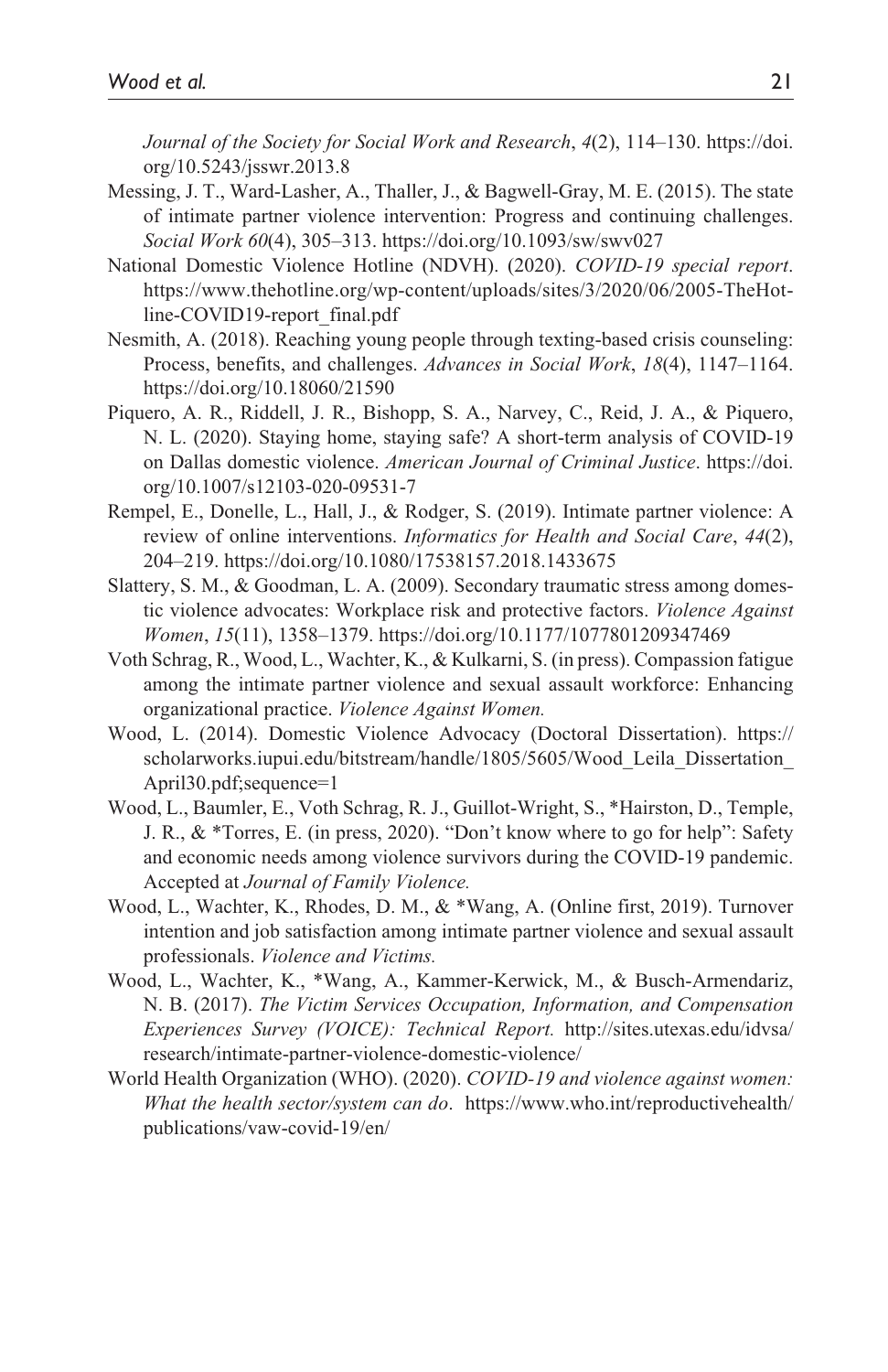*Journal of the Society for Social Work and Research*, *4*(2), 114–130. https://doi.org/10.5243/jsswr.2013.8

Messing, J. T., Ward-Lasher, A., Thaller, J., & Bagwell-Gray, M. E. (2015). The state of intimate partner violence intervention: Progress and continuing challenges. *Social Work 60*(4), 305–313. https://doi.org/10.1093/sw/swv027

National Domestic Violence Hotline (NDVH). (2020). *COVID-19 special report*. https://www.thehotline.org/wp-content/uploads/sites/3/2020/06/2005-TheHotline-COVID19-report_final.pdf

Nesmith, A. (2018). Reaching young people through texting-based crisis counseling: Process, benefits, and challenges. *Advances in Social Work*, *18*(4), 1147–1164. https://doi.org/10.18060/21590

Piquero, A. R., Riddell, J. R., Bishopp, S. A., Narvey, C., Reid, J. A., & Piquero, N. L. (2020). Staying home, staying safe? A short-term analysis of COVID-19 on Dallas domestic violence. *American Journal of Criminal Justice*. https://doi.org/10.1007/s12103-020-09531-7

Rempel, E., Donelle, L., Hall, J., & Rodger, S. (2019). Intimate partner violence: A review of online interventions. *Informatics for Health and Social Care*, *44*(2), 204–219. https://doi.org/10.1080/17538157.2018.1433675

Slattery, S. M., & Goodman, L. A. (2009). Secondary traumatic stress among domestic violence advocates: Workplace risk and protective factors. *Violence Against Women*, *15*(11), 1358–1379. https://doi.org/10.1177/1077801209347469

Voth Schrag, R., Wood, L., Wachter, K., & Kulkarni, S. (in press). Compassion fatigue among the intimate partner violence and sexual assault workforce: Enhancing organizational practice. *Violence Against Women.*

Wood, L. (2014). Domestic Violence Advocacy (Doctoral Dissertation). https://scholarworks.iupui.edu/bitstream/handle/1805/5605/Wood_Leila_Dissertation_April30.pdf;sequence=1

Wood, L., Baumler, E., Voth Schrag, R. J., Guillot-Wright, S., *Hairston, D., Temple, J. R., & *Torres, E. (in press, 2020). "Don't know where to go for help": Safety and economic needs among violence survivors during the COVID-19 pandemic. Accepted at *Journal of Family Violence.*

Wood, L., Wachter, K., Rhodes, D. M., & *Wang, A. (Online first, 2019). Turnover intention and job satisfaction among intimate partner violence and sexual assault professionals. *Violence and Victims.*

Wood, L., Wachter, K., *Wang, A., Kammer-Kerwick, M., & Busch-Armendariz, N. B. (2017). *The Victim Services Occupation, Information, and Compensation Experiences Survey (VOICE): Technical Report.* http://sites.utexas.edu/idvsa/research/intimate-partner-violence-domestic-violence/

World Health Organization (WHO). (2020). *COVID-19 and violence against women: What the health sector/system can do*. https://www.who.int/reproductivehealth/publications/vaw-covid-19/en/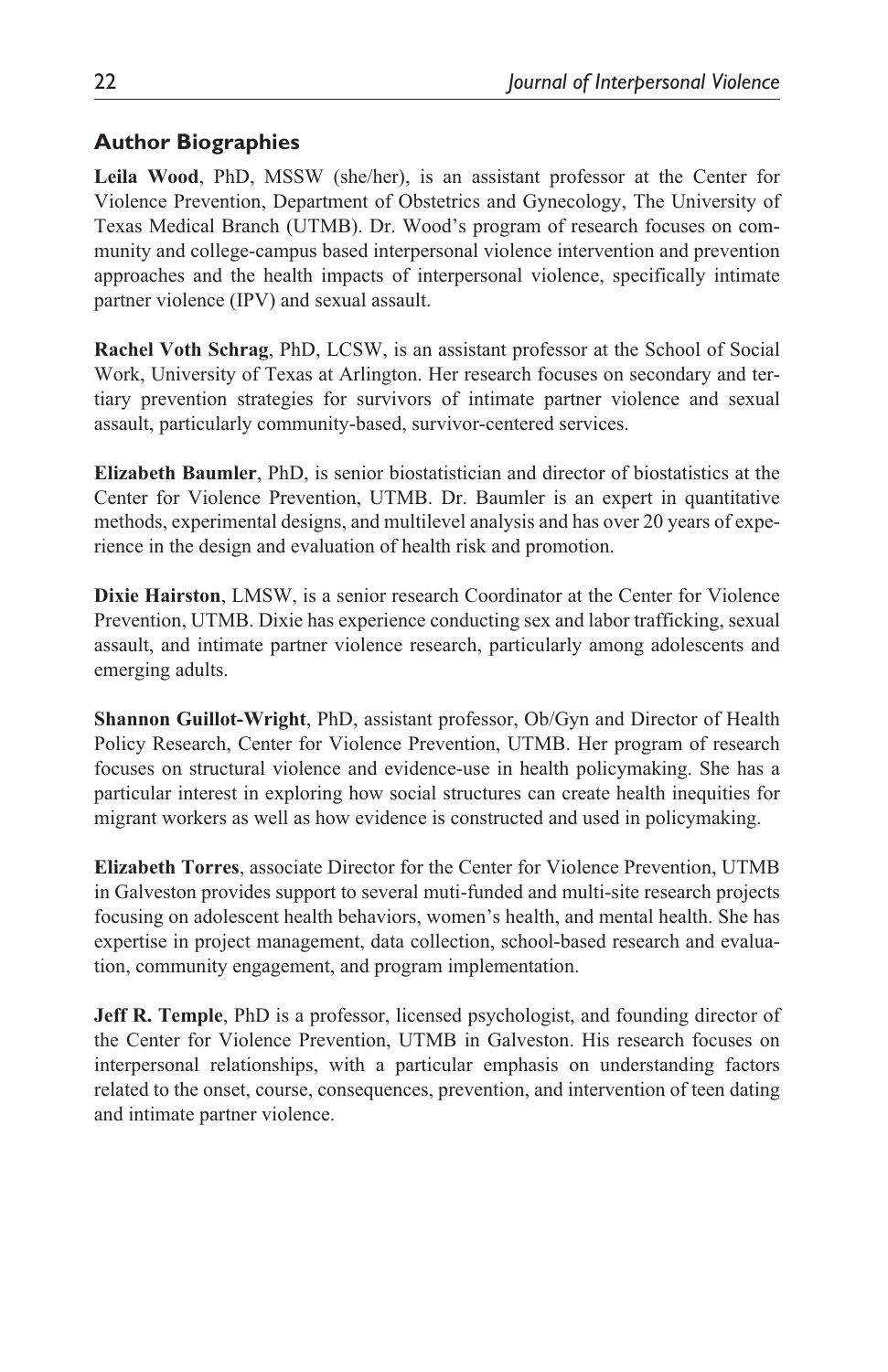## Author Biographies

**Leila Wood**, PhD, MSSW (she/her), is an assistant professor at the Center for Violence Prevention, Department of Obstetrics and Gynecology, The University of Texas Medical Branch (UTMB). Dr. Wood's program of research focuses on community and college-campus based interpersonal violence intervention and prevention approaches and the health impacts of interpersonal violence, specifically intimate partner violence (IPV) and sexual assault.

**Rachel Voth Schrag**, PhD, LCSW, is an assistant professor at the School of Social Work, University of Texas at Arlington. Her research focuses on secondary and tertiary prevention strategies for survivors of intimate partner violence and sexual assault, particularly community-based, survivor-centered services.

**Elizabeth Baumler**, PhD, is senior biostatistician and director of biostatistics at the Center for Violence Prevention, UTMB. Dr. Baumler is an expert in quantitative methods, experimental designs, and multilevel analysis and has over 20 years of experience in the design and evaluation of health risk and promotion.

**Dixie Hairston**, LMSW, is a senior research Coordinator at the Center for Violence Prevention, UTMB. Dixie has experience conducting sex and labor trafficking, sexual assault, and intimate partner violence research, particularly among adolescents and emerging adults.

**Shannon Guillot-Wright**, PhD, assistant professor, Ob/Gyn and Director of Health Policy Research, Center for Violence Prevention, UTMB. Her program of research focuses on structural violence and evidence-use in health policymaking. She has a particular interest in exploring how social structures can create health inequities for migrant workers as well as how evidence is constructed and used in policymaking.

**Elizabeth Torres**, associate Director for the Center for Violence Prevention, UTMB in Galveston provides support to several muti-funded and multi-site research projects focusing on adolescent health behaviors, women's health, and mental health. She has expertise in project management, data collection, school-based research and evaluation, community engagement, and program implementation.

**Jeff R. Temple**, PhD is a professor, licensed psychologist, and founding director of the Center for Violence Prevention, UTMB in Galveston. His research focuses on interpersonal relationships, with a particular emphasis on understanding factors related to the onset, course, consequences, prevention, and intervention of teen dating and intimate partner violence.